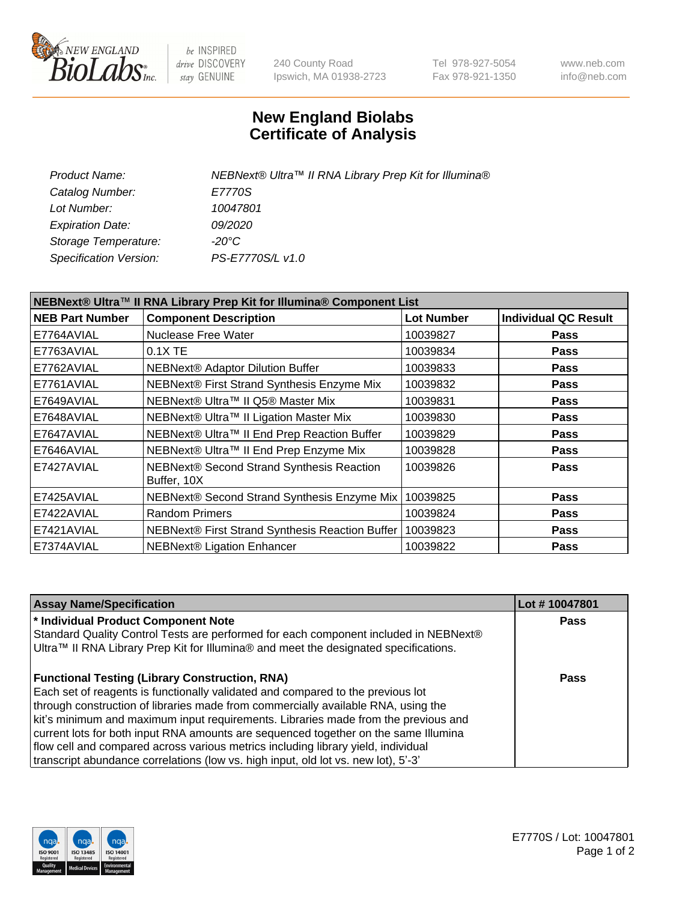New England BioLabs Inc. — be INSPIRED drive DISCOVERY stay GENUINE

240 County Road
Ipswich, MA 01938-2723

Tel 978-927-5054
Fax 978-921-1350

www.neb.com
info@neb.com

# New England Biolabs
# Certificate of Analysis

| | |
|---|---|
| *Product Name:* | *NEBNext® Ultra™ II RNA Library Prep Kit for Illumina®* |
| *Catalog Number:* | *E7770S* |
| *Lot Number:* | *10047801* |
| *Expiration Date:* | *09/2020* |
| *Storage Temperature:* | *-20°C* |
| *Specification Version:* | *PS-E7770S/L v1.0* |

**NEBNext® Ultra™ II RNA Library Prep Kit for Illumina® Component List**

| NEB Part Number | Component Description | Lot Number | Individual QC Result |
|---|---|---|---|
| E7764AVIAL | Nuclease Free Water | 10039827 | Pass |
| E7763AVIAL | 0.1X TE | 10039834 | Pass |
| E7762AVIAL | NEBNext® Adaptor Dilution Buffer | 10039833 | Pass |
| E7761AVIAL | NEBNext® First Strand Synthesis Enzyme Mix | 10039832 | Pass |
| E7649AVIAL | NEBNext® Ultra™ II Q5® Master Mix | 10039831 | Pass |
| E7648AVIAL | NEBNext® Ultra™ II Ligation Master Mix | 10039830 | Pass |
| E7647AVIAL | NEBNext® Ultra™ II End Prep Reaction Buffer | 10039829 | Pass |
| E7646AVIAL | NEBNext® Ultra™ II End Prep Enzyme Mix | 10039828 | Pass |
| E7427AVIAL | NEBNext® Second Strand Synthesis Reaction Buffer, 10X | 10039826 | Pass |
| E7425AVIAL | NEBNext® Second Strand Synthesis Enzyme Mix | 10039825 | Pass |
| E7422AVIAL | Random Primers | 10039824 | Pass |
| E7421AVIAL | NEBNext® First Strand Synthesis Reaction Buffer | 10039823 | Pass |
| E7374AVIAL | NEBNext® Ligation Enhancer | 10039822 | Pass |

| Assay Name/Specification | Lot # 10047801 |
|---|---|
| **\* Individual Product Component Note**<br>Standard Quality Control Tests are performed for each component included in NEBNext® Ultra™ II RNA Library Prep Kit for Illumina® and meet the designated specifications. | Pass |
| **Functional Testing (Library Construction, RNA)**<br>Each set of reagents is functionally validated and compared to the previous lot through construction of libraries made from commercially available RNA, using the kit's minimum and maximum input requirements. Libraries made from the previous and current lots for both input RNA amounts are sequenced together on the same Illumina flow cell and compared across various metrics including library yield, individual transcript abundance correlations (low vs. high input, old lot vs. new lot), 5'-3' | Pass |

E7770S / Lot: 10047801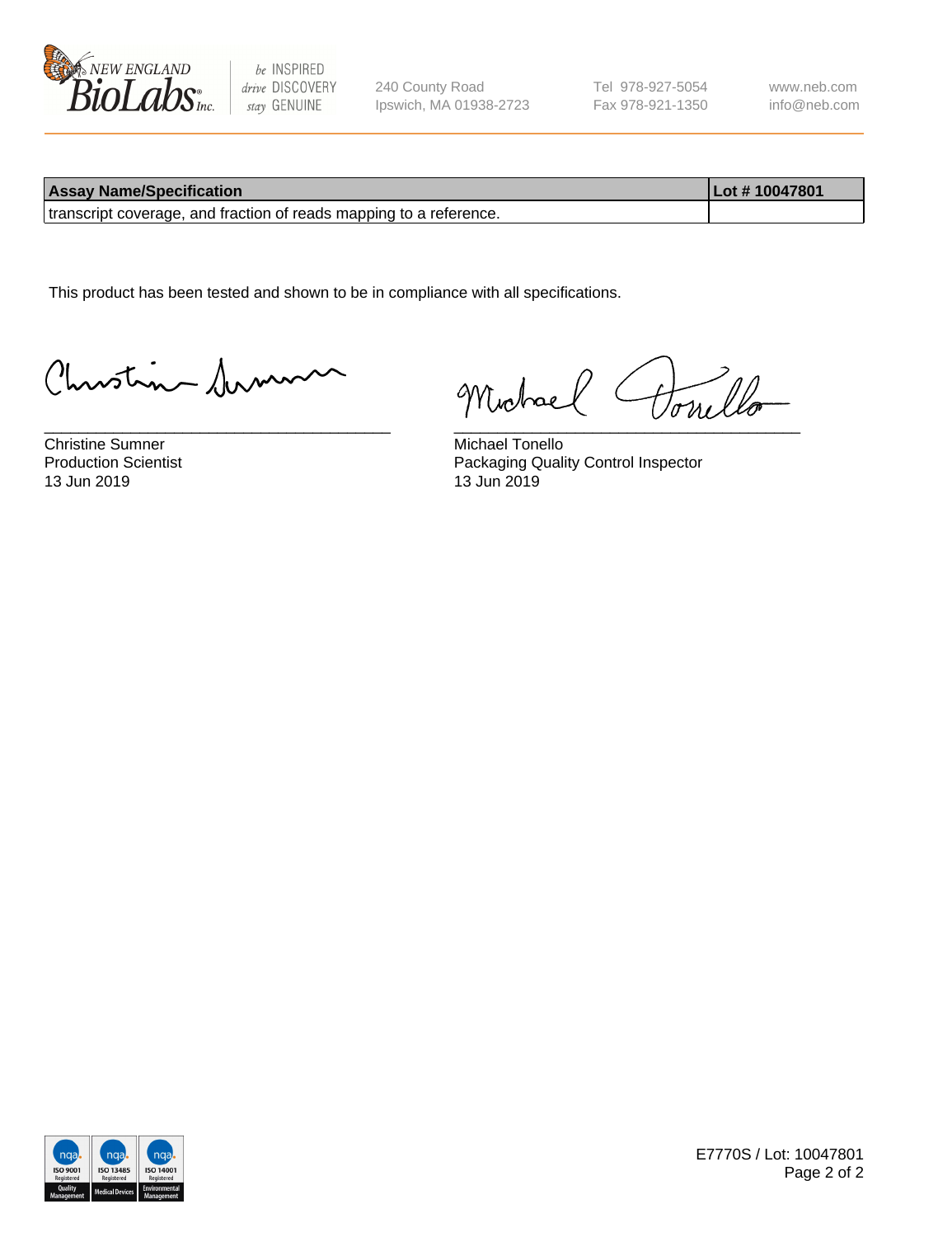| Assay Name/Specification | Lot # 10047801 |
| --- | --- |
| transcript coverage, and fraction of reads mapping to a reference. | |

This product has been tested and shown to be in compliance with all specifications.

Christine Sumner
Production Scientist
13 Jun 2019

Michael Tonello
Packaging Quality Control Inspector
13 Jun 2019

E7770S / Lot: 10047801